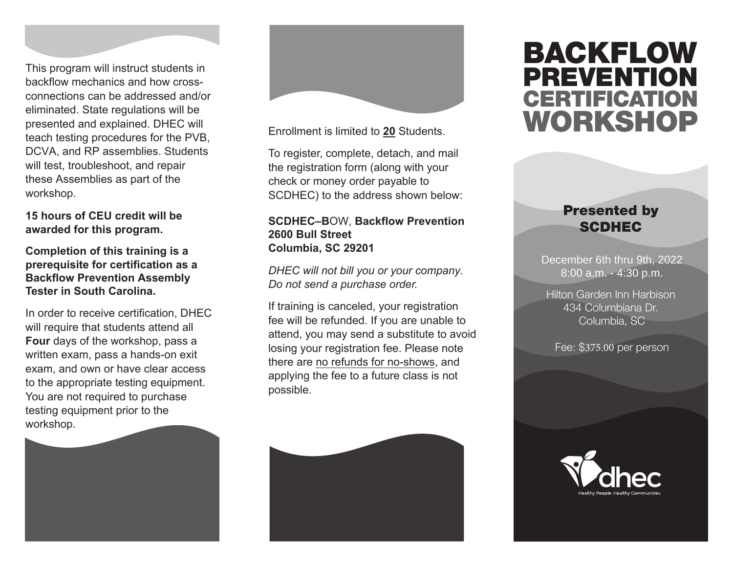This program will instruct students in backflow mechanics and how cross-connections can be addressed and/or eliminated. State regulations will be presented and explained. DHEC will teach testing procedures for the PVB, DCVA, and RP assemblies. Students will test, troubleshoot, and repair these Assemblies as part of the workshop.

**15 hours of CEU credit will be awarded for this program.**

**Completion of this training is a prerequisite for certification as a Backflow Prevention Assembly Tester in South Carolina.**

In order to receive certification, DHEC will require that students attend all **Four** days of the workshop, pass a written exam, pass a hands-on exit exam, and own or have clear access to the appropriate testing equipment. You are not required to purchase testing equipment prior to the workshop.

Enrollment is limited to **20** Students.

To register, complete, detach, and mail the registration form (along with your check or money order payable to SCDHEC) to the address shown below:

**SCDHEC–B**OW, **Backflow Prevention**
**2600 Bull Street**
**Columbia, SC 29201**

*DHEC will not bill you or your company. Do not send a purchase order.*

If training is canceled, your registration fee will be refunded. If you are unable to attend, you may send a substitute to avoid losing your registration fee. Please note there are no refunds for no-shows, and applying the fee to a future class is not possible.

# BACKFLOW PREVENTION CERTIFICATION WORKSHOP

## Presented by SCDHEC

December 6th thru 9th, 2022
8:00 a.m. - 4:30 p.m.

Hilton Garden Inn Harbison
434 Columbiana Dr.
Columbia, SC

Fee: $375.00 per person

dhec
Healthy People. Healthy Communities.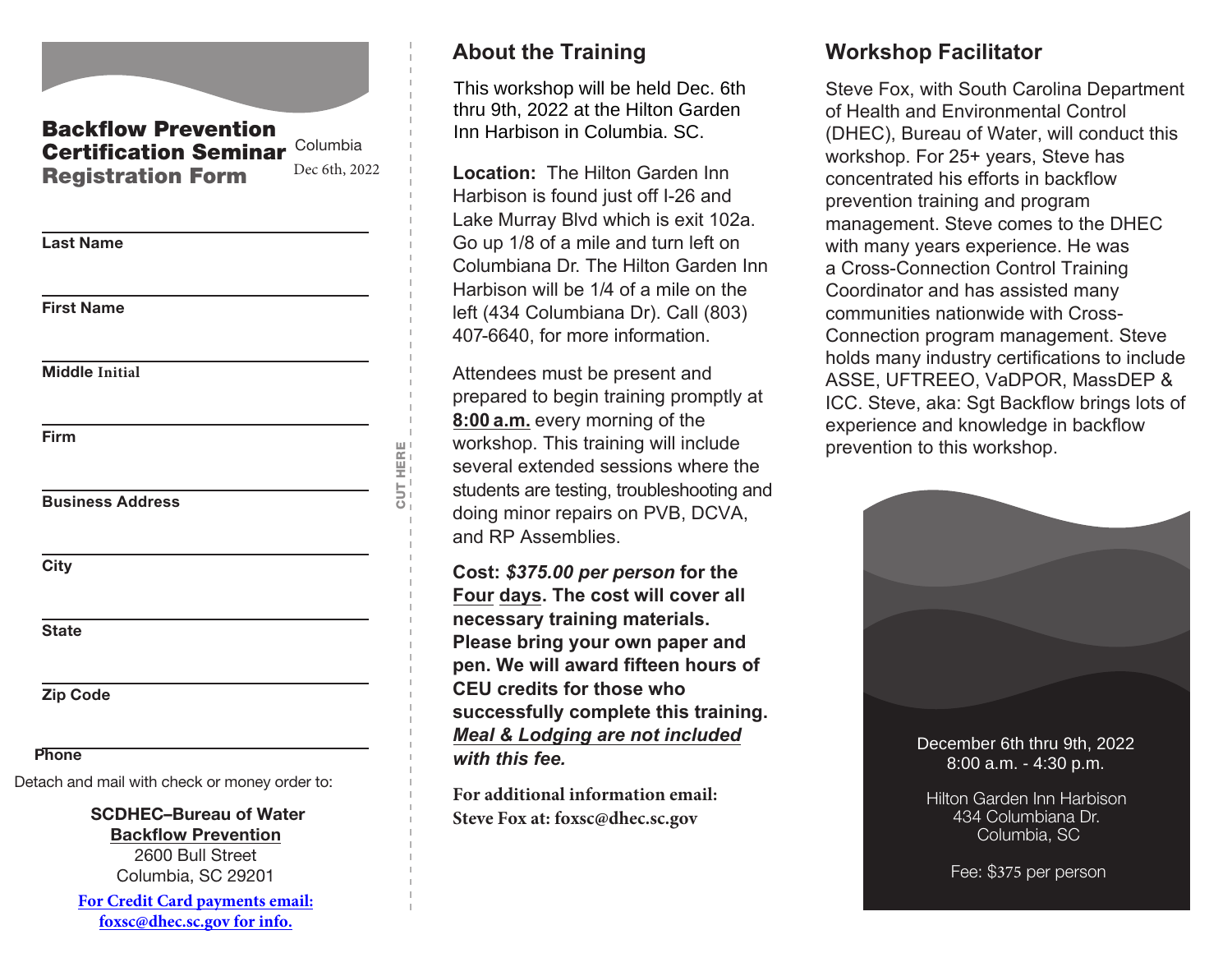## Backflow Prevention Certification Seminar Registration Form

Columbia
Dec 6th, 2022

Last Name

First Name

Middle Initial

Firm

Business Address

City

State

Zip Code

Phone

Detach and mail with check or money order to:

**SCDHEC–Bureau of Water**
**Backflow Prevention**
2600 Bull Street
Columbia, SC 29201

**For Credit Card payments email: foxsc@dhec.sc.gov for info.**

CUT HERE

## About the Training

This workshop will be held Dec. 6th thru 9th, 2022 at the Hilton Garden Inn Harbison in Columbia. SC.

**Location:** The Hilton Garden Inn Harbison is found just off I-26 and Lake Murray Blvd which is exit 102a. Go up 1/8 of a mile and turn left on Columbiana Dr. The Hilton Garden Inn Harbison will be 1/4 of a mile on the left (434 Columbiana Dr). Call (803) 407-6640, for more information.

Attendees must be present and prepared to begin training promptly at **8:00 a.m.** every morning of the workshop. This training will include several extended sessions where the students are testing, troubleshooting and doing minor repairs on PVB, DCVA, and RP Assemblies.

**Cost: *$375.00 per person* for the Four days. The cost will cover all necessary training materials. Please bring your own paper and pen. We will award fifteen hours of CEU credits for those who successfully complete this training. *Meal & Lodging are not included with this fee.***

**For additional information email: Steve Fox at: foxsc@dhec.sc.gov**

## Workshop Facilitator

Steve Fox, with South Carolina Department of Health and Environmental Control (DHEC), Bureau of Water, will conduct this workshop. For 25+ years, Steve has concentrated his efforts in backflow prevention training and program management. Steve comes to the DHEC with many years experience. He was a Cross-Connection Control Training Coordinator and has assisted many communities nationwide with Cross-Connection program management. Steve holds many industry certifications to include ASSE, UFTREEO, VaDPOR, MassDEP & ICC. Steve, aka: Sgt Backflow brings lots of experience and knowledge in backflow prevention to this workshop.

December 6th thru 9th, 2022
8:00 a.m. - 4:30 p.m.

Hilton Garden Inn Harbison
434 Columbiana Dr.
Columbia, SC

Fee: $375 per person